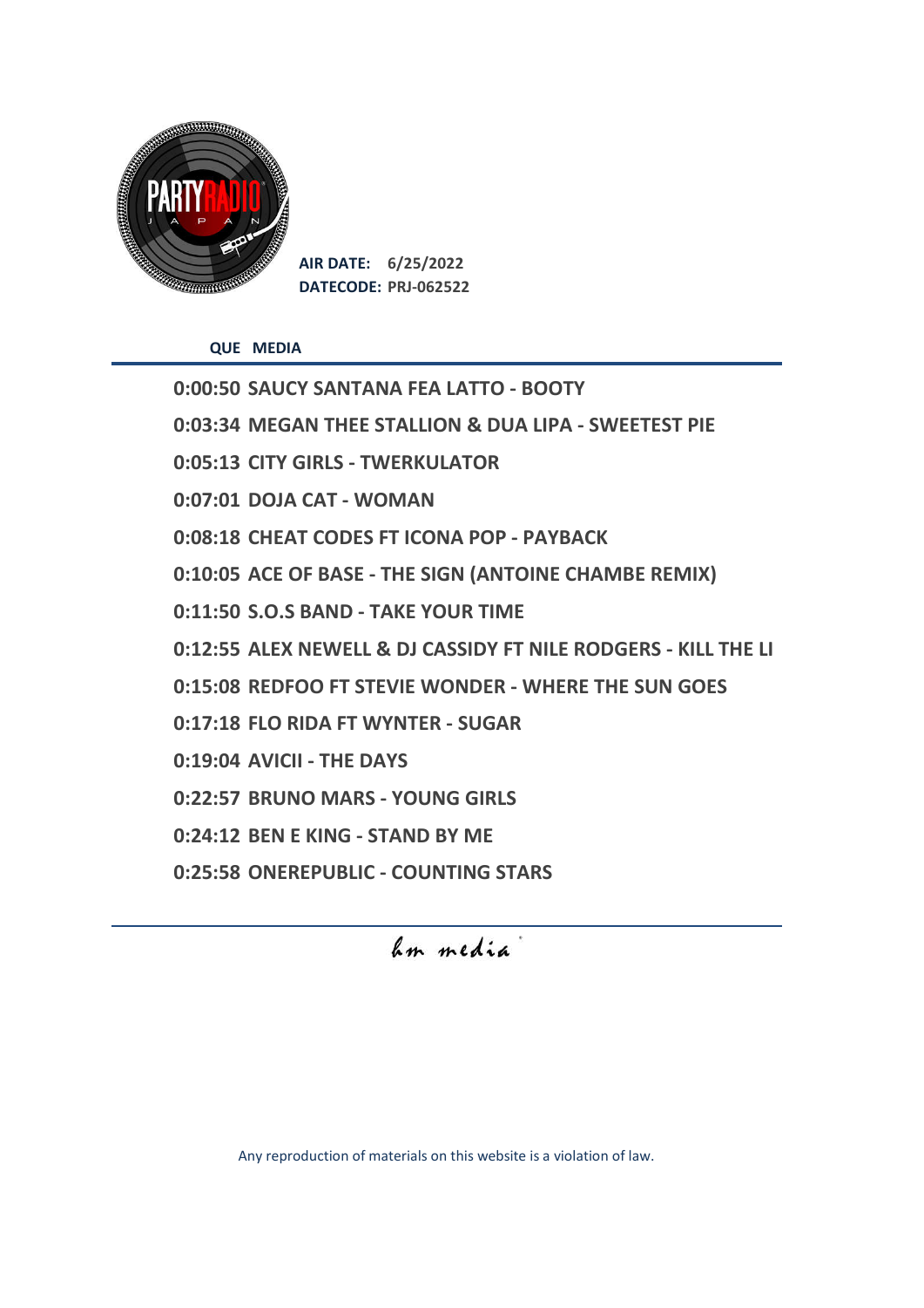**AIR DATE:** 6/25/2022
**DATECODE:** PRJ-062522

| QUE | MEDIA |
| --- | --- |
| 0:00:50 | SAUCY SANTANA FEA LATTO - BOOTY |
| 0:03:34 | MEGAN THEE STALLION & DUA LIPA - SWEETEST PIE |
| 0:05:13 | CITY GIRLS - TWERKULATOR |
| 0:07:01 | DOJA CAT - WOMAN |
| 0:08:18 | CHEAT CODES FT ICONA POP - PAYBACK |
| 0:10:05 | ACE OF BASE - THE SIGN (ANTOINE CHAMBE REMIX) |
| 0:11:50 | S.O.S BAND - TAKE YOUR TIME |
| 0:12:55 | ALEX NEWELL & DJ CASSIDY FT NILE RODGERS - KILL THE LI |
| 0:15:08 | REDFOO FT STEVIE WONDER - WHERE THE SUN GOES |
| 0:17:18 | FLO RIDA FT WYNTER - SUGAR |
| 0:19:04 | AVICII - THE DAYS |
| 0:22:57 | BRUNO MARS - YOUNG GIRLS |
| 0:24:12 | BEN E KING - STAND BY ME |
| 0:25:58 | ONEREPUBLIC - COUNTING STARS |

hm media

Any reproduction of materials on this website is a violation of law.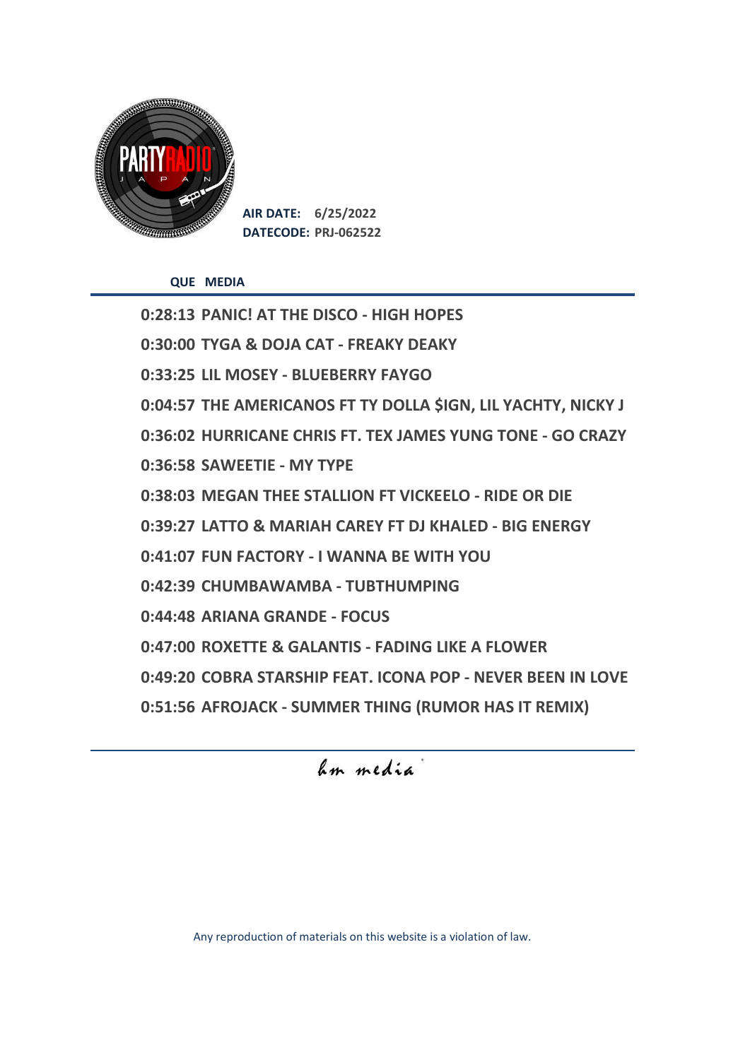**AIR DATE:** 6/25/2022
**DATECODE:** PRJ-062522

| QUE | MEDIA |
|---|---|
| 0:28:13 | PANIC! AT THE DISCO - HIGH HOPES |
| 0:30:00 | TYGA & DOJA CAT - FREAKY DEAKY |
| 0:33:25 | LIL MOSEY - BLUEBERRY FAYGO |
| 0:04:57 | THE AMERICANOS FT TY DOLLA $IGN, LIL YACHTY, NICKY J |
| 0:36:02 | HURRICANE CHRIS FT. TEX JAMES YUNG TONE - GO CRAZY |
| 0:36:58 | SAWEETIE - MY TYPE |
| 0:38:03 | MEGAN THEE STALLION FT VICKEELO - RIDE OR DIE |
| 0:39:27 | LATTO & MARIAH CAREY FT DJ KHALED - BIG ENERGY |
| 0:41:07 | FUN FACTORY - I WANNA BE WITH YOU |
| 0:42:39 | CHUMBAWAMBA - TUBTHUMPING |
| 0:44:48 | ARIANA GRANDE - FOCUS |
| 0:47:00 | ROXETTE & GALANTIS - FADING LIKE A FLOWER |
| 0:49:20 | COBRA STARSHIP FEAT. ICONA POP - NEVER BEEN IN LOVE |
| 0:51:56 | AFROJACK - SUMMER THING (RUMOR HAS IT REMIX) |

hm media

Any reproduction of materials on this website is a violation of law.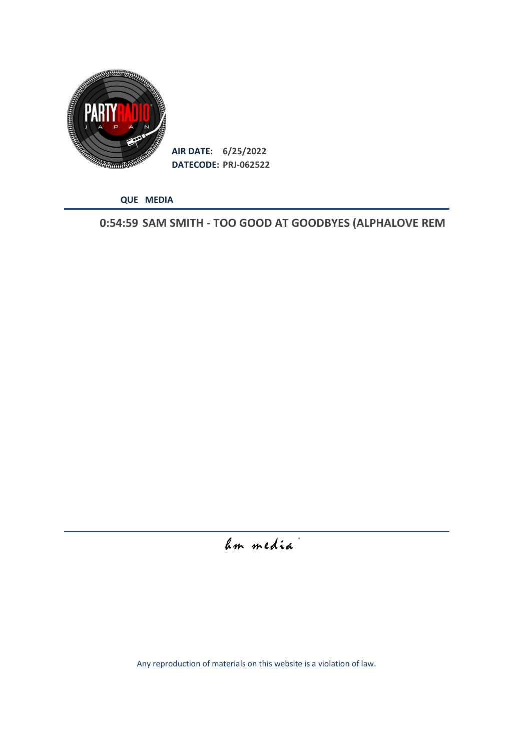**AIR DATE:** 6/25/2022
**DATECODE:** PRJ-062522

| QUE | MEDIA |
| --- | --- |
| 0:54:59 | SAM SMITH - TOO GOOD AT GOODBYES (ALPHALOVE REM |

hm media

Any reproduction of materials on this website is a violation of law.